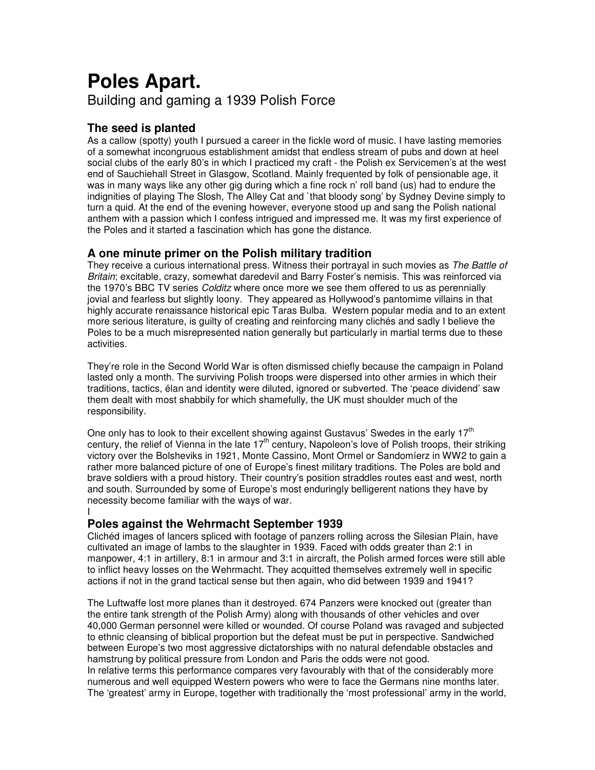# Poles Apart.

Building and gaming a 1939 Polish Force

## The seed is planted

As a callow (spotty) youth I pursued a career in the fickle word of music. I have lasting memories of a somewhat incongruous establishment amidst that endless stream of pubs and down at heel social clubs of the early 80's in which I practiced my craft - the Polish ex Servicemen's at the west end of Sauchiehall Street in Glasgow, Scotland. Mainly frequented by folk of pensionable age, it was in many ways like any other gig during which a fine rock n' roll band (us) had to endure the indignities of playing The Slosh, The Alley Cat and `that bloody song' by Sydney Devine simply to turn a quid. At the end of the evening however, everyone stood up and sang the Polish national anthem with a passion which I confess intrigued and impressed me. It was my first experience of the Poles and it started a fascination which has gone the distance.

## A one minute primer on the Polish military tradition

They receive a curious international press. Witness their portrayal in such movies as *The Battle of Britain*; excitable, crazy, somewhat daredevil and Barry Foster's nemisis. This was reinforced via the 1970's BBC TV series *Colditz* where once more we see them offered to us as perennially jovial and fearless but slightly loony. They appeared as Hollywood's pantomime villains in that highly accurate renaissance historical epic Taras Bulba. Western popular media and to an extent more serious literature, is guilty of creating and reinforcing many clichés and sadly I believe the Poles to be a much misrepresented nation generally but particularly in martial terms due to these activities.

They're role in the Second World War is often dismissed chiefly because the campaign in Poland lasted only a month. The surviving Polish troops were dispersed into other armies in which their traditions, tactics, élan and identity were diluted, ignored or subverted. The 'peace dividend' saw them dealt with most shabbily for which shamefully, the UK must shoulder much of the responsibility.

One only has to look to their excellent showing against Gustavus' Swedes in the early 17th century, the relief of Vienna in the late 17th century, Napoleon's love of Polish troops, their striking victory over the Bolsheviks in 1921, Monte Cassino, Mont Ormel or Sandomíerz in WW2 to gain a rather more balanced picture of one of Europe's finest military traditions. The Poles are bold and brave soldiers with a proud history. Their country's position straddles routes east and west, north and south. Surrounded by some of Europe's most enduringly belligerent nations they have by necessity become familiar with the ways of war.

I

## Poles against the Wehrmacht September 1939

Clichéd images of lancers spliced with footage of panzers rolling across the Silesian Plain, have cultivated an image of lambs to the slaughter in 1939. Faced with odds greater than 2:1 in manpower, 4:1 in artillery, 8:1 in armour and 3:1 in aircraft, the Polish armed forces were still able to inflict heavy losses on the Wehrmacht. They acquitted themselves extremely well in specific actions if not in the grand tactical sense but then again, who did between 1939 and 1941?

The Luftwaffe lost more planes than it destroyed. 674 Panzers were knocked out (greater than the entire tank strength of the Polish Army) along with thousands of other vehicles and over 40,000 German personnel were killed or wounded. Of course Poland was ravaged and subjected to ethnic cleansing of biblical proportion but the defeat must be put in perspective. Sandwiched between Europe's two most aggressive dictatorships with no natural defendable obstacles and hamstrung by political pressure from London and Paris the odds were not good.

In relative terms this performance compares very favourably with that of the considerably more numerous and well equipped Western powers who were to face the Germans nine months later. The 'greatest' army in Europe, together with traditionally the 'most professional' army in the world,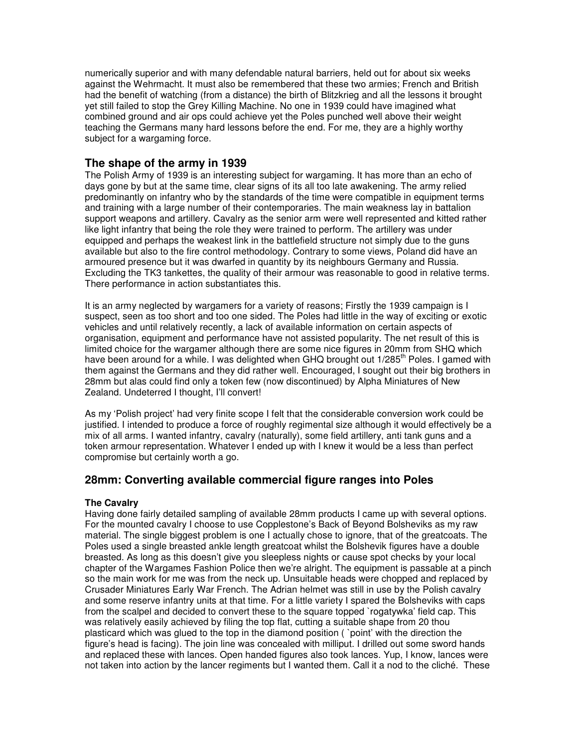numerically superior and with many defendable natural barriers, held out for about six weeks against the Wehrmacht. It must also be remembered that these two armies; French and British had the benefit of watching (from a distance) the birth of Blitzkrieg and all the lessons it brought yet still failed to stop the Grey Killing Machine. No one in 1939 could have imagined what combined ground and air ops could achieve yet the Poles punched well above their weight teaching the Germans many hard lessons before the end. For me, they are a highly worthy subject for a wargaming force.

## The shape of the army in 1939

The Polish Army of 1939 is an interesting subject for wargaming. It has more than an echo of days gone by but at the same time, clear signs of its all too late awakening. The army relied predominantly on infantry who by the standards of the time were compatible in equipment terms and training with a large number of their contemporaries. The main weakness lay in battalion support weapons and artillery. Cavalry as the senior arm were well represented and kitted rather like light infantry that being the role they were trained to perform. The artillery was under equipped and perhaps the weakest link in the battlefield structure not simply due to the guns available but also to the fire control methodology. Contrary to some views, Poland did have an armoured presence but it was dwarfed in quantity by its neighbours Germany and Russia. Excluding the TK3 tankettes, the quality of their armour was reasonable to good in relative terms. There performance in action substantiates this.

It is an army neglected by wargamers for a variety of reasons; Firstly the 1939 campaign is I suspect, seen as too short and too one sided. The Poles had little in the way of exciting or exotic vehicles and until relatively recently, a lack of available information on certain aspects of organisation, equipment and performance have not assisted popularity. The net result of this is limited choice for the wargamer although there are some nice figures in 20mm from SHQ which have been around for a while. I was delighted when GHQ brought out 1/285th Poles. I gamed with them against the Germans and they did rather well. Encouraged, I sought out their big brothers in 28mm but alas could find only a token few (now discontinued) by Alpha Miniatures of New Zealand. Undeterred I thought, I'll convert!

As my 'Polish project' had very finite scope I felt that the considerable conversion work could be justified. I intended to produce a force of roughly regimental size although it would effectively be a mix of all arms. I wanted infantry, cavalry (naturally), some field artillery, anti tank guns and a token armour representation. Whatever I ended up with I knew it would be a less than perfect compromise but certainly worth a go.

## 28mm: Converting available commercial figure ranges into Poles

### The Cavalry

Having done fairly detailed sampling of available 28mm products I came up with several options. For the mounted cavalry I choose to use Copplestone's Back of Beyond Bolsheviks as my raw material. The single biggest problem is one I actually chose to ignore, that of the greatcoats. The Poles used a single breasted ankle length greatcoat whilst the Bolshevik figures have a double breasted. As long as this doesn't give you sleepless nights or cause spot checks by your local chapter of the Wargames Fashion Police then we're alright. The equipment is passable at a pinch so the main work for me was from the neck up. Unsuitable heads were chopped and replaced by Crusader Miniatures Early War French. The Adrian helmet was still in use by the Polish cavalry and some reserve infantry units at that time. For a little variety I spared the Bolsheviks with caps from the scalpel and decided to convert these to the square topped `rogatywka' field cap. This was relatively easily achieved by filing the top flat, cutting a suitable shape from 20 thou plasticard which was glued to the top in the diamond position ( `point' with the direction the figure's head is facing). The join line was concealed with milliput. I drilled out some sword hands and replaced these with lances. Open handed figures also took lances. Yup, I know, lances were not taken into action by the lancer regiments but I wanted them. Call it a nod to the cliché. These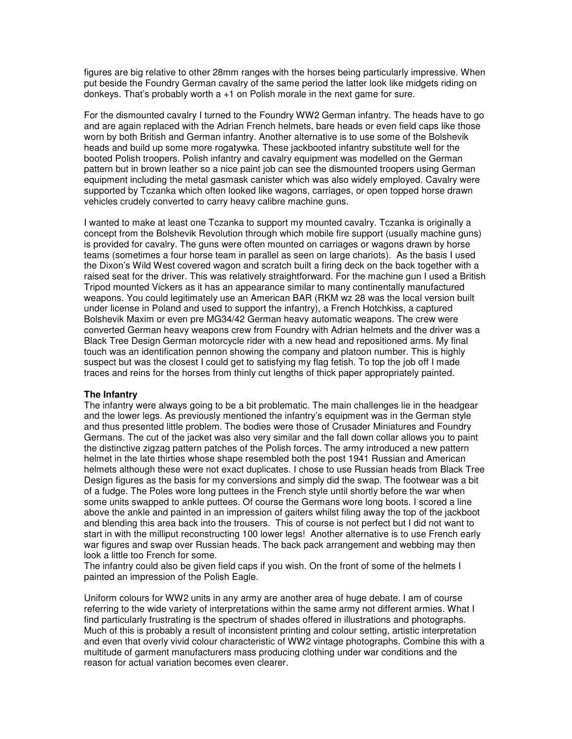figures are big relative to other 28mm ranges with the horses being particularly impressive. When put beside the Foundry German cavalry of the same period the latter look like midgets riding on donkeys. That's probably worth a +1 on Polish morale in the next game for sure.

For the dismounted cavalry I turned to the Foundry WW2 German infantry. The heads have to go and are again replaced with the Adrian French helmets, bare heads or even field caps like those worn by both British and German infantry. Another alternative is to use some of the Bolshevik heads and build up some more rogatywka. These jackbooted infantry substitute well for the booted Polish troopers. Polish infantry and cavalry equipment was modelled on the German pattern but in brown leather so a nice paint job can see the dismounted troopers using German equipment including the metal gasmask canister which was also widely employed. Cavalry were supported by Tczanka which often looked like wagons, carriages, or open topped horse drawn vehicles crudely converted to carry heavy calibre machine guns.

I wanted to make at least one Tczanka to support my mounted cavalry. Tczanka is originally a concept from the Bolshevik Revolution through which mobile fire support (usually machine guns) is provided for cavalry. The guns were often mounted on carriages or wagons drawn by horse teams (sometimes a four horse team in parallel as seen on large chariots). As the basis I used the Dixon's Wild West covered wagon and scratch built a firing deck on the back together with a raised seat for the driver. This was relatively straightforward. For the machine gun I used a British Tripod mounted Vickers as it has an appearance similar to many continentally manufactured weapons. You could legitimately use an American BAR (RKM wz 28 was the local version built under license in Poland and used to support the infantry), a French Hotchkiss, a captured Bolshevik Maxim or even pre MG34/42 German heavy automatic weapons. The crew were converted German heavy weapons crew from Foundry with Adrian helmets and the driver was a Black Tree Design German motorcycle rider with a new head and repositioned arms. My final touch was an identification pennon showing the company and platoon number. This is highly suspect but was the closest I could get to satisfying my flag fetish. To top the job off I made traces and reins for the horses from thinly cut lengths of thick paper appropriately painted.

**The Infantry**

The infantry were always going to be a bit problematic. The main challenges lie in the headgear and the lower legs. As previously mentioned the infantry's equipment was in the German style and thus presented little problem. The bodies were those of Crusader Miniatures and Foundry Germans. The cut of the jacket was also very similar and the fall down collar allows you to paint the distinctive zigzag pattern patches of the Polish forces. The army introduced a new pattern helmet in the late thirties whose shape resembled both the post 1941 Russian and American helmets although these were not exact duplicates. I chose to use Russian heads from Black Tree Design figures as the basis for my conversions and simply did the swap. The footwear was a bit of a fudge. The Poles wore long puttees in the French style until shortly before the war when some units swapped to ankle puttees. Of course the Germans wore long boots. I scored a line above the ankle and painted in an impression of gaiters whilst filing away the top of the jackboot and blending this area back into the trousers. This of course is not perfect but I did not want to start in with the milliput reconstructing 100 lower legs! Another alternative is to use French early war figures and swap over Russian heads. The back pack arrangement and webbing may then look a little too French for some.

The infantry could also be given field caps if you wish. On the front of some of the helmets I painted an impression of the Polish Eagle.

Uniform colours for WW2 units in any army are another area of huge debate. I am of course referring to the wide variety of interpretations within the same army not different armies. What I find particularly frustrating is the spectrum of shades offered in illustrations and photographs. Much of this is probably a result of inconsistent printing and colour setting, artistic interpretation and even that overly vivid colour characteristic of WW2 vintage photographs. Combine this with a multitude of garment manufacturers mass producing clothing under war conditions and the reason for actual variation becomes even clearer.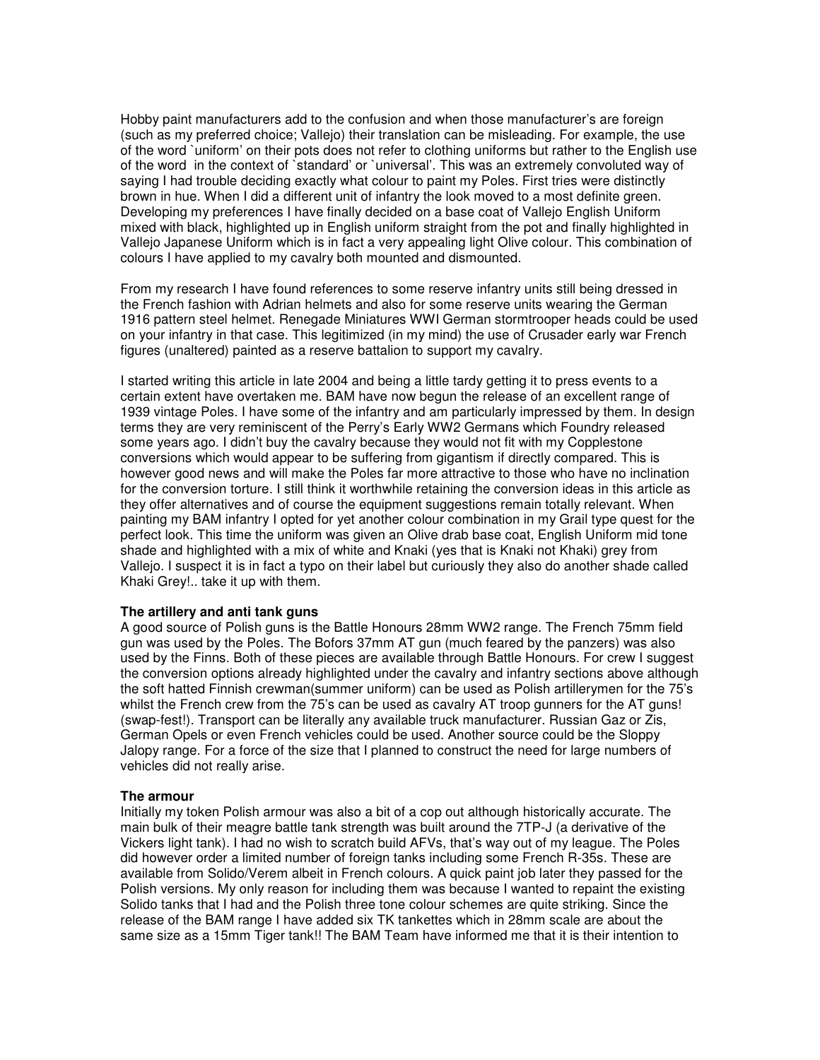Hobby paint manufacturers add to the confusion and when those manufacturer's are foreign (such as my preferred choice; Vallejo) their translation can be misleading. For example, the use of the word `uniform' on their pots does not refer to clothing uniforms but rather to the English use of the word in the context of `standard' or `universal'. This was an extremely convoluted way of saying I had trouble deciding exactly what colour to paint my Poles. First tries were distinctly brown in hue. When I did a different unit of infantry the look moved to a most definite green. Developing my preferences I have finally decided on a base coat of Vallejo English Uniform mixed with black, highlighted up in English uniform straight from the pot and finally highlighted in Vallejo Japanese Uniform which is in fact a very appealing light Olive colour. This combination of colours I have applied to my cavalry both mounted and dismounted.

From my research I have found references to some reserve infantry units still being dressed in the French fashion with Adrian helmets and also for some reserve units wearing the German 1916 pattern steel helmet. Renegade Miniatures WWI German stormtrooper heads could be used on your infantry in that case. This legitimized (in my mind) the use of Crusader early war French figures (unaltered) painted as a reserve battalion to support my cavalry.

I started writing this article in late 2004 and being a little tardy getting it to press events to a certain extent have overtaken me. BAM have now begun the release of an excellent range of 1939 vintage Poles. I have some of the infantry and am particularly impressed by them. In design terms they are very reminiscent of the Perry's Early WW2 Germans which Foundry released some years ago. I didn't buy the cavalry because they would not fit with my Copplestone conversions which would appear to be suffering from gigantism if directly compared. This is however good news and will make the Poles far more attractive to those who have no inclination for the conversion torture. I still think it worthwhile retaining the conversion ideas in this article as they offer alternatives and of course the equipment suggestions remain totally relevant. When painting my BAM infantry I opted for yet another colour combination in my Grail type quest for the perfect look. This time the uniform was given an Olive drab base coat, English Uniform mid tone shade and highlighted with a mix of white and Knaki (yes that is Knaki not Khaki) grey from Vallejo. I suspect it is in fact a typo on their label but curiously they also do another shade called Khaki Grey!.. take it up with them.

**The artillery and anti tank guns**

A good source of Polish guns is the Battle Honours 28mm WW2 range. The French 75mm field gun was used by the Poles. The Bofors 37mm AT gun (much feared by the panzers) was also used by the Finns. Both of these pieces are available through Battle Honours. For crew I suggest the conversion options already highlighted under the cavalry and infantry sections above although the soft hatted Finnish crewman(summer uniform) can be used as Polish artillerymen for the 75's whilst the French crew from the 75's can be used as cavalry AT troop gunners for the AT guns! (swap-fest!). Transport can be literally any available truck manufacturer. Russian Gaz or Zis, German Opels or even French vehicles could be used. Another source could be the Sloppy Jalopy range. For a force of the size that I planned to construct the need for large numbers of vehicles did not really arise.

**The armour**

Initially my token Polish armour was also a bit of a cop out although historically accurate. The main bulk of their meagre battle tank strength was built around the 7TP-J (a derivative of the Vickers light tank). I had no wish to scratch build AFVs, that's way out of my league. The Poles did however order a limited number of foreign tanks including some French R-35s. These are available from Solido/Verem albeit in French colours. A quick paint job later they passed for the Polish versions. My only reason for including them was because I wanted to repaint the existing Solido tanks that I had and the Polish three tone colour schemes are quite striking. Since the release of the BAM range I have added six TK tankettes which in 28mm scale are about the same size as a 15mm Tiger tank!! The BAM Team have informed me that it is their intention to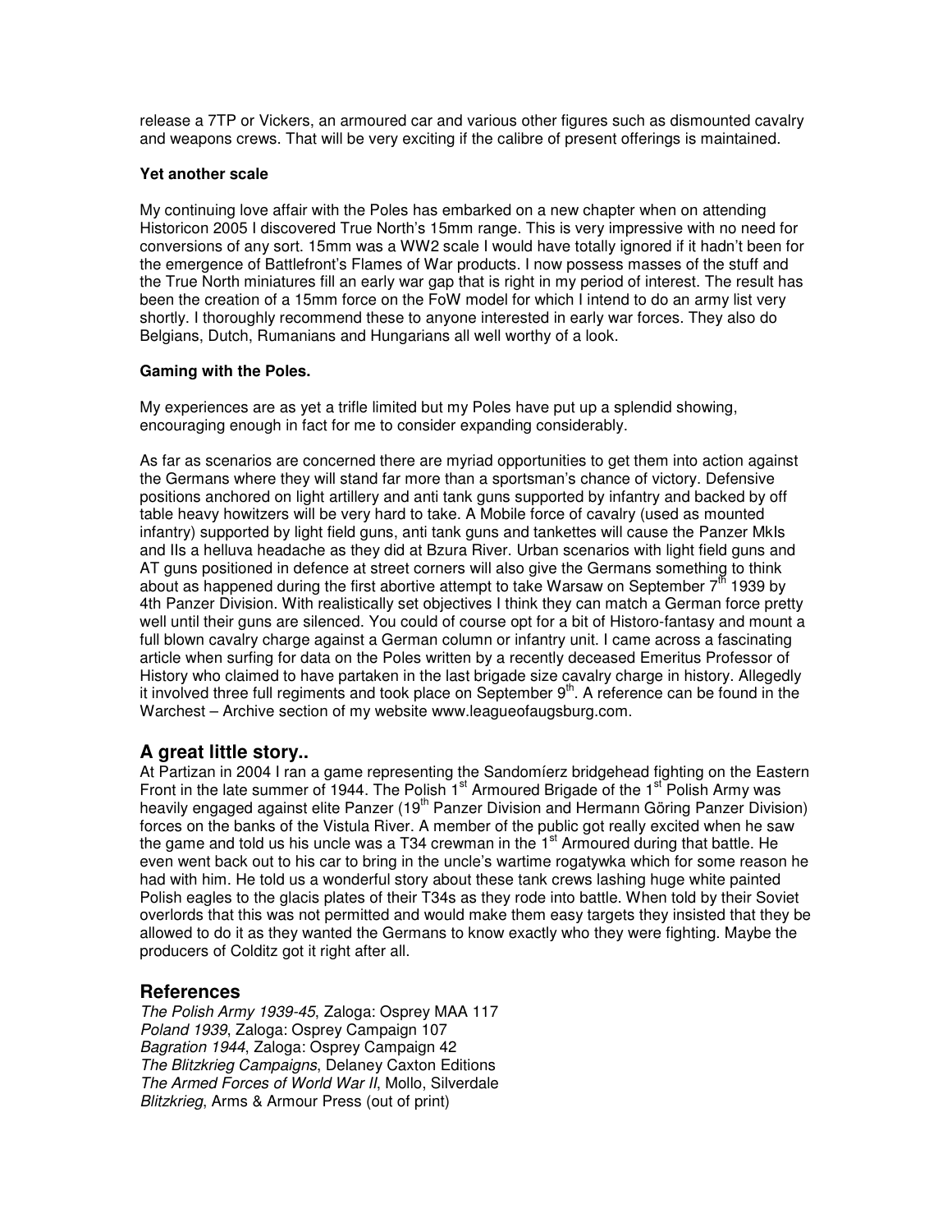release a 7TP or Vickers, an armoured car and various other figures such as dismounted cavalry and weapons crews. That will be very exciting if the calibre of present offerings is maintained.

**Yet another scale**

My continuing love affair with the Poles has embarked on a new chapter when on attending Historicon 2005 I discovered True North's 15mm range. This is very impressive with no need for conversions of any sort. 15mm was a WW2 scale I would have totally ignored if it hadn't been for the emergence of Battlefront's Flames of War products. I now possess masses of the stuff and the True North miniatures fill an early war gap that is right in my period of interest. The result has been the creation of a 15mm force on the FoW model for which I intend to do an army list very shortly. I thoroughly recommend these to anyone interested in early war forces. They also do Belgians, Dutch, Rumanians and Hungarians all well worthy of a look.

**Gaming with the Poles.**

My experiences are as yet a trifle limited but my Poles have put up a splendid showing, encouraging enough in fact for me to consider expanding considerably.

As far as scenarios are concerned there are myriad opportunities to get them into action against the Germans where they will stand far more than a sportsman's chance of victory. Defensive positions anchored on light artillery and anti tank guns supported by infantry and backed by off table heavy howitzers will be very hard to take. A Mobile force of cavalry (used as mounted infantry) supported by light field guns, anti tank guns and tankettes will cause the Panzer MkIs and IIs a helluva headache as they did at Bzura River. Urban scenarios with light field guns and AT guns positioned in defence at street corners will also give the Germans something to think about as happened during the first abortive attempt to take Warsaw on September 7th 1939 by 4th Panzer Division. With realistically set objectives I think they can match a German force pretty well until their guns are silenced. You could of course opt for a bit of Historo-fantasy and mount a full blown cavalry charge against a German column or infantry unit. I came across a fascinating article when surfing for data on the Poles written by a recently deceased Emeritus Professor of History who claimed to have partaken in the last brigade size cavalry charge in history. Allegedly it involved three full regiments and took place on September 9th. A reference can be found in the Warchest – Archive section of my website www.leagueofaugsburg.com.

## A great little story..

At Partizan in 2004 I ran a game representing the Sandomíerz bridgehead fighting on the Eastern Front in the late summer of 1944. The Polish 1st Armoured Brigade of the 1st Polish Army was heavily engaged against elite Panzer (19th Panzer Division and Hermann Göring Panzer Division) forces on the banks of the Vistula River. A member of the public got really excited when he saw the game and told us his uncle was a T34 crewman in the 1st Armoured during that battle. He even went back out to his car to bring in the uncle's wartime rogatywka which for some reason he had with him. He told us a wonderful story about these tank crews lashing huge white painted Polish eagles to the glacis plates of their T34s as they rode into battle. When told by their Soviet overlords that this was not permitted and would make them easy targets they insisted that they be allowed to do it as they wanted the Germans to know exactly who they were fighting. Maybe the producers of Colditz got it right after all.

## References

*The Polish Army 1939-45*, Zaloga: Osprey MAA 117
*Poland 1939*, Zaloga: Osprey Campaign 107
*Bagration 1944*, Zaloga: Osprey Campaign 42
*The Blitzkrieg Campaigns*, Delaney Caxton Editions
*The Armed Forces of World War II*, Mollo, Silverdale
*Blitzkrieg*, Arms & Armour Press (out of print)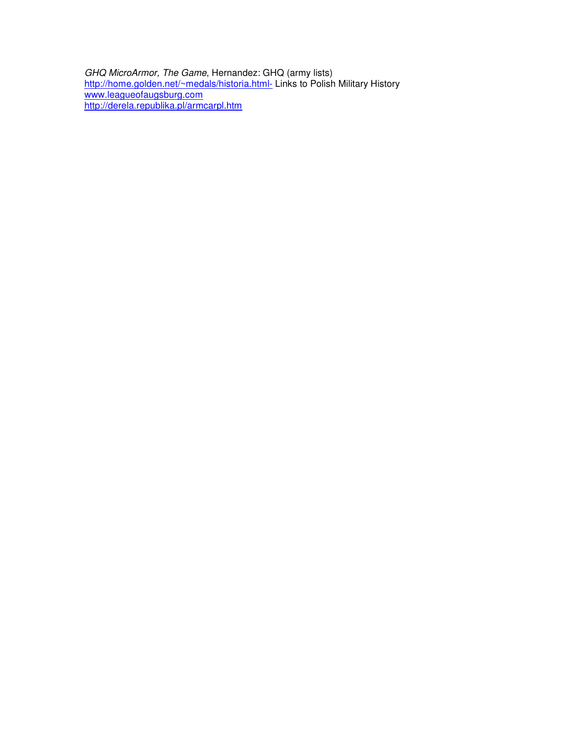*GHQ MicroArmor, The Game*, Hernandez: GHQ (army lists)
http://home.golden.net/~medals/historia.html- Links to Polish Military History
www.leagueofaugsburg.com
http://derela.republika.pl/armcarpl.htm